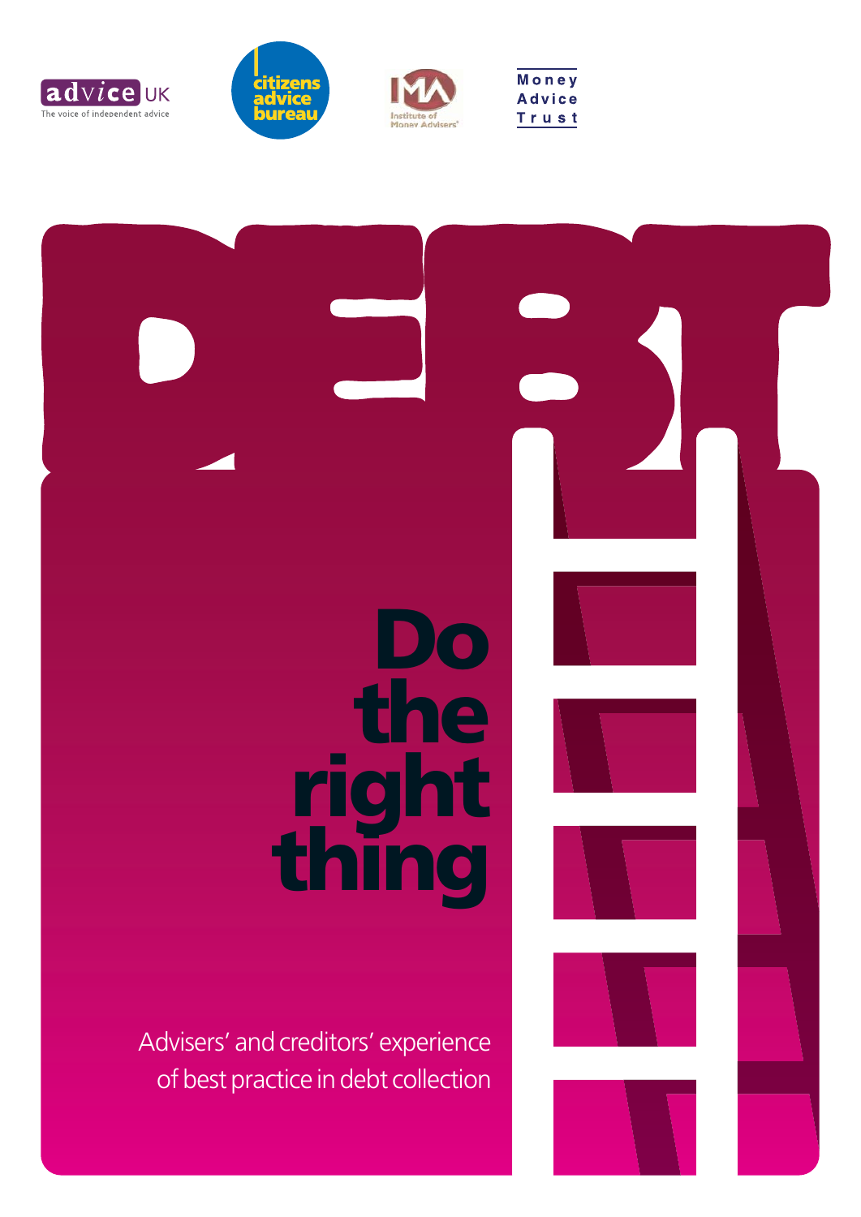advice UK
The voice of independent advice

citizens advice bureau

IMA
Institute of Money Advisers

Money Advice Trust

# DEBT

# Do the right thing

Advisers' and creditors' experience of best practice in debt collection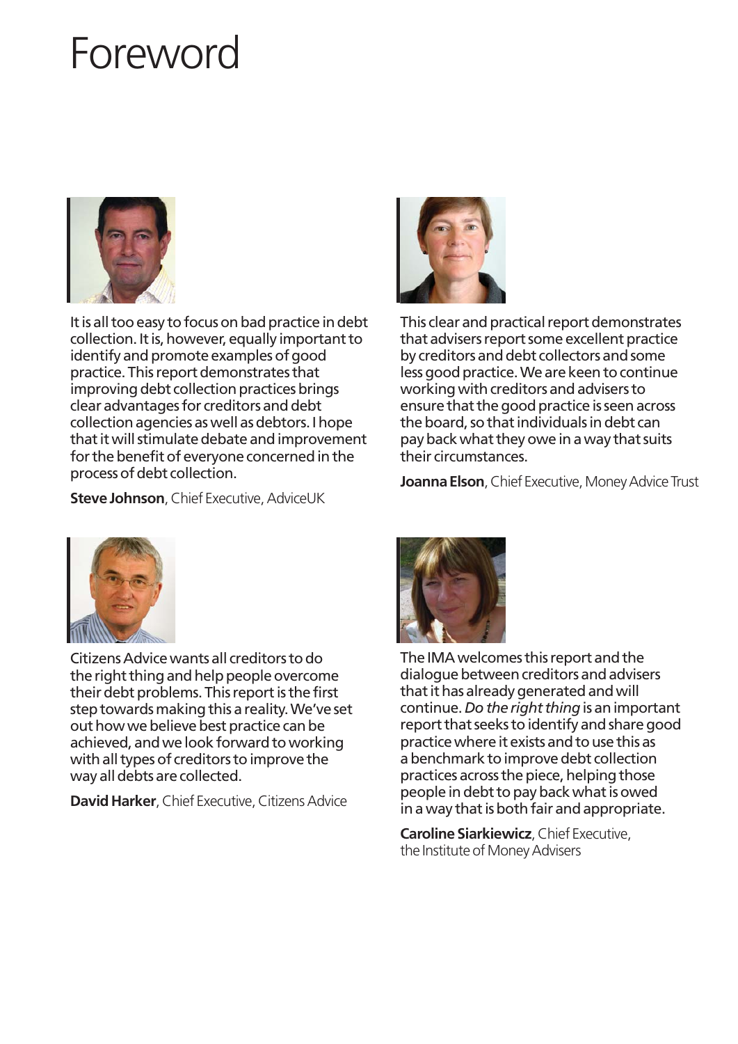# Foreword

It is all too easy to focus on bad practice in debt collection. It is, however, equally important to identify and promote examples of good practice. This report demonstrates that improving debt collection practices brings clear advantages for creditors and debt collection agencies as well as debtors. I hope that it will stimulate debate and improvement for the benefit of everyone concerned in the process of debt collection.

**Steve Johnson**, Chief Executive, AdviceUK

This clear and practical report demonstrates that advisers report some excellent practice by creditors and debt collectors and some less good practice. We are keen to continue working with creditors and advisers to ensure that the good practice is seen across the board, so that individuals in debt can pay back what they owe in a way that suits their circumstances.

**Joanna Elson**, Chief Executive, Money Advice Trust

Citizens Advice wants all creditors to do the right thing and help people overcome their debt problems. This report is the first step towards making this a reality. We've set out how we believe best practice can be achieved, and we look forward to working with all types of creditors to improve the way all debts are collected.

**David Harker**, Chief Executive, Citizens Advice

The IMA welcomes this report and the dialogue between creditors and advisers that it has already generated and will continue. *Do the right thing* is an important report that seeks to identify and share good practice where it exists and to use this as a benchmark to improve debt collection practices across the piece, helping those people in debt to pay back what is owed in a way that is both fair and appropriate.

**Caroline Siarkiewicz**, Chief Executive, the Institute of Money Advisers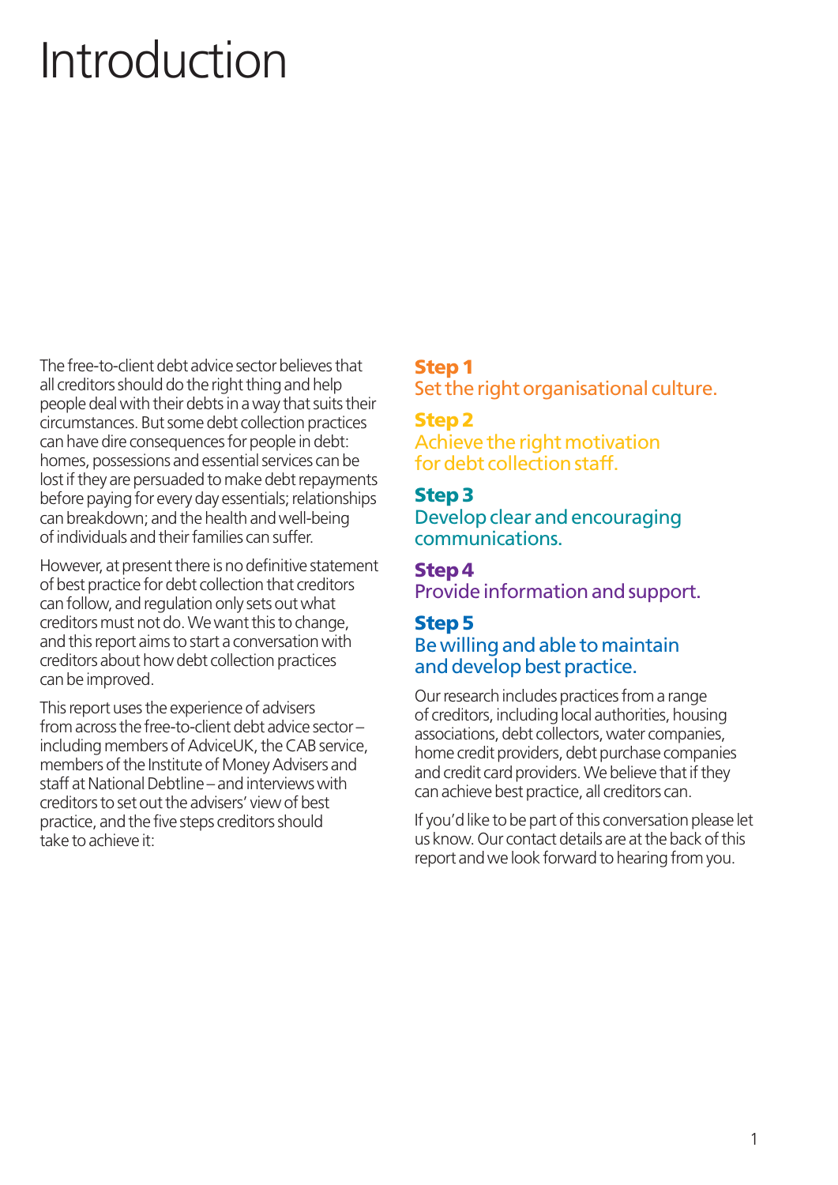# Introduction

The free-to-client debt advice sector believes that all creditors should do the right thing and help people deal with their debts in a way that suits their circumstances. But some debt collection practices can have dire consequences for people in debt: homes, possessions and essential services can be lost if they are persuaded to make debt repayments before paying for every day essentials; relationships can breakdown; and the health and well-being of individuals and their families can suffer.

However, at present there is no definitive statement of best practice for debt collection that creditors can follow, and regulation only sets out what creditors must not do. We want this to change, and this report aims to start a conversation with creditors about how debt collection practices can be improved.

This report uses the experience of advisers from across the free-to-client debt advice sector – including members of AdviceUK, the CAB service, members of the Institute of Money Advisers and staff at National Debtline – and interviews with creditors to set out the advisers' view of best practice, and the five steps creditors should take to achieve it:

**Step 1**
Set the right organisational culture.

**Step 2**
Achieve the right motivation for debt collection staff.

**Step 3**
Develop clear and encouraging communications.

**Step 4**
Provide information and support.

**Step 5**
Be willing and able to maintain and develop best practice.

Our research includes practices from a range of creditors, including local authorities, housing associations, debt collectors, water companies, home credit providers, debt purchase companies and credit card providers. We believe that if they can achieve best practice, all creditors can.

If you'd like to be part of this conversation please let us know. Our contact details are at the back of this report and we look forward to hearing from you.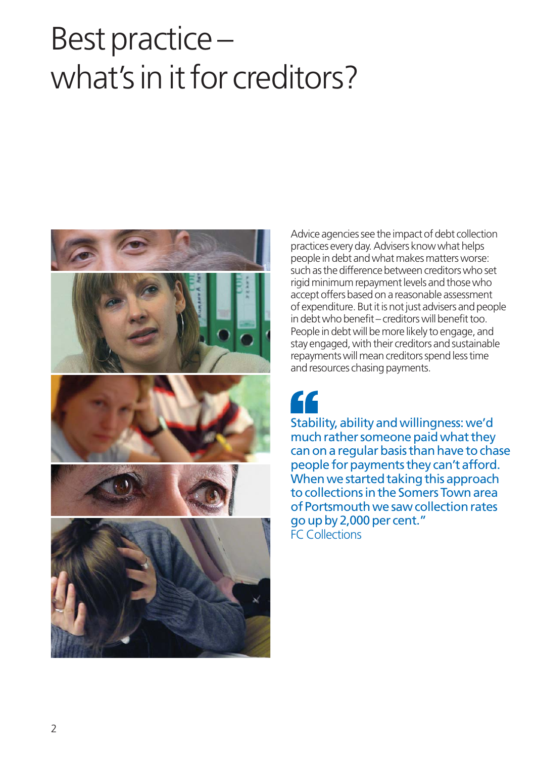# Best practice – what's in it for creditors?

Advice agencies see the impact of debt collection practices every day. Advisers know what helps people in debt and what makes matters worse: such as the difference between creditors who set rigid minimum repayment levels and those who accept offers based on a reasonable assessment of expenditure. But it is not just advisers and people in debt who benefit – creditors will benefit too. People in debt will be more likely to engage, and stay engaged, with their creditors and sustainable repayments will mean creditors spend less time and resources chasing payments.

> "Stability, ability and willingness: we'd much rather someone paid what they can on a regular basis than have to chase people for payments they can't afford. When we started taking this approach to collections in the Somers Town area of Portsmouth we saw collection rates go up by 2,000 per cent."
>
> FC Collections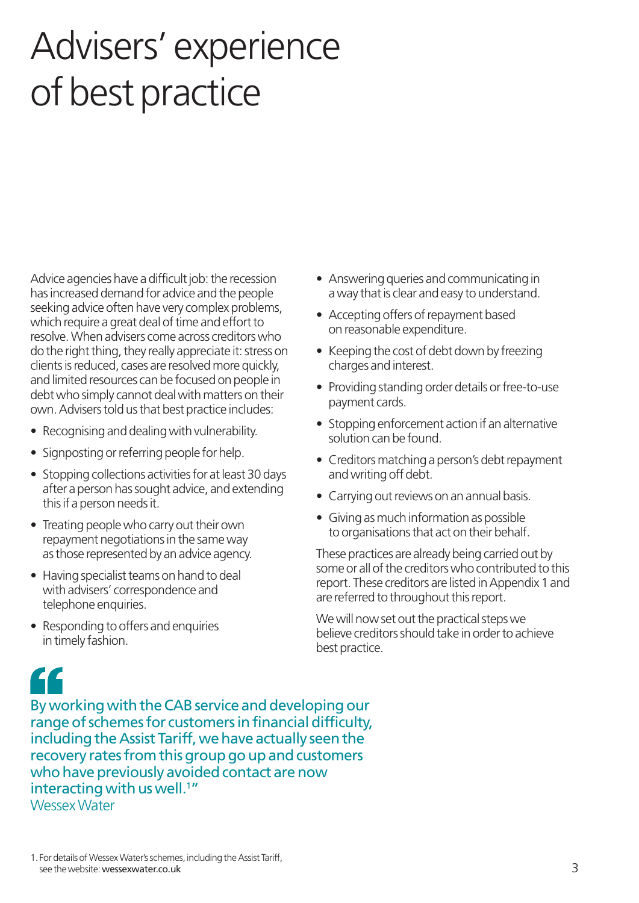# Advisers' experience of best practice

Advice agencies have a difficult job: the recession has increased demand for advice and the people seeking advice often have very complex problems, which require a great deal of time and effort to resolve. When advisers come across creditors who do the right thing, they really appreciate it: stress on clients is reduced, cases are resolved more quickly, and limited resources can be focused on people in debt who simply cannot deal with matters on their own. Advisers told us that best practice includes:

- Recognising and dealing with vulnerability.
- Signposting or referring people for help.
- Stopping collections activities for at least 30 days after a person has sought advice, and extending this if a person needs it.
- Treating people who carry out their own repayment negotiations in the same way as those represented by an advice agency.
- Having specialist teams on hand to deal with advisers' correspondence and telephone enquiries.
- Responding to offers and enquiries in timely fashion.
- Answering queries and communicating in a way that is clear and easy to understand.
- Accepting offers of repayment based on reasonable expenditure.
- Keeping the cost of debt down by freezing charges and interest.
- Providing standing order details or free-to-use payment cards.
- Stopping enforcement action if an alternative solution can be found.
- Creditors matching a person's debt repayment and writing off debt.
- Carrying out reviews on an annual basis.
- Giving as much information as possible to organisations that act on their behalf.

These practices are already being carried out by some or all of the creditors who contributed to this report. These creditors are listed in Appendix 1 and are referred to throughout this report.

We will now set out the practical steps we believe creditors should take in order to achieve best practice.

> "By working with the CAB service and developing our range of schemes for customers in financial difficulty, including the Assist Tariff, we have actually seen the recovery rates from this group go up and customers who have previously avoided contact are now interacting with us well.[1]"
>
> Wessex Water

1. For details of Wessex Water's schemes, including the Assist Tariff, see the website: **wessexwater.co.uk**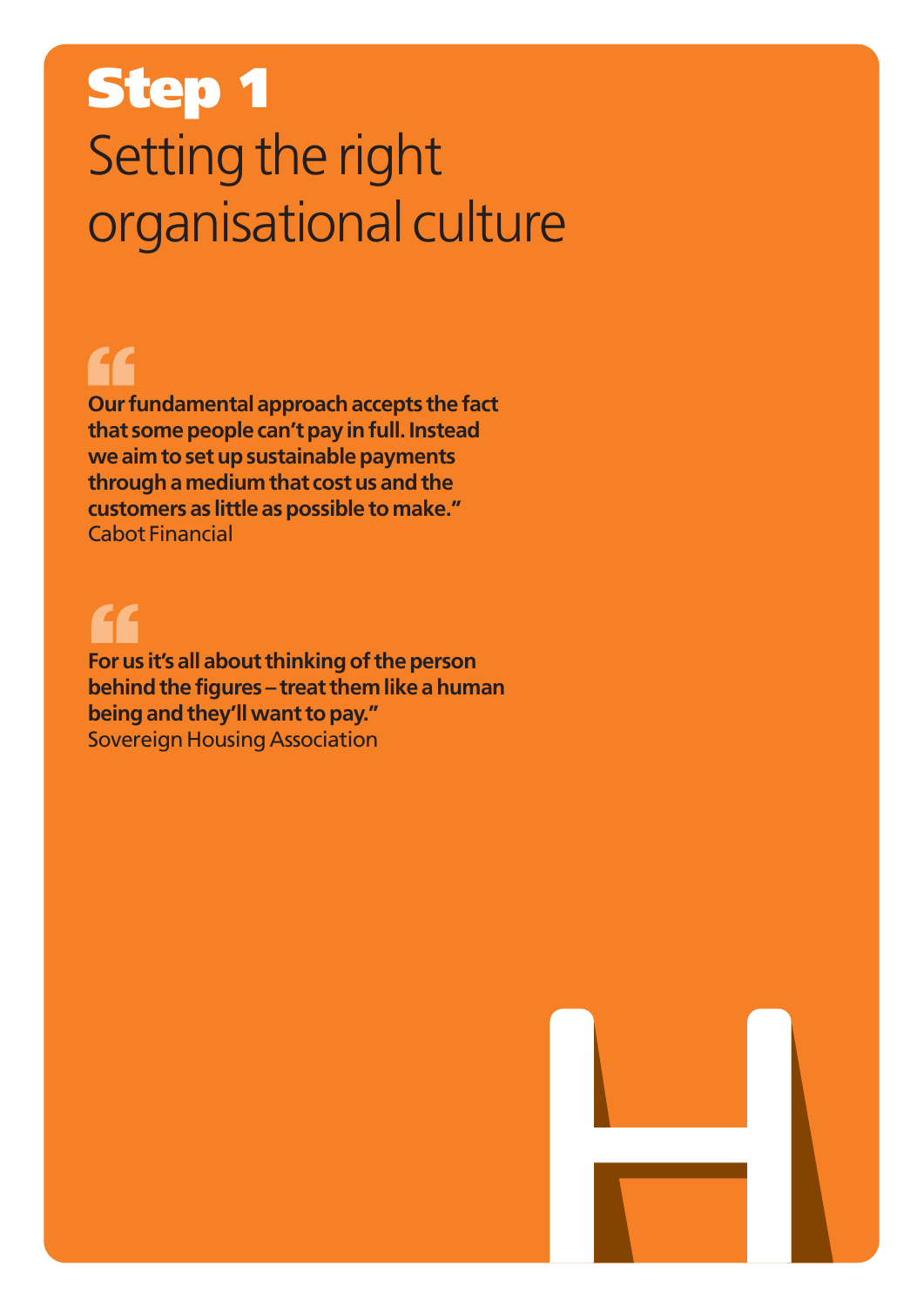# Step 1
## Setting the right organisational culture

**“Our fundamental approach accepts the fact that some people can’t pay in full. Instead we aim to set up sustainable payments through a medium that cost us and the customers as little as possible to make.”**
Cabot Financial

**“For us it’s all about thinking of the person behind the figures – treat them like a human being and they’ll want to pay.”**
Sovereign Housing Association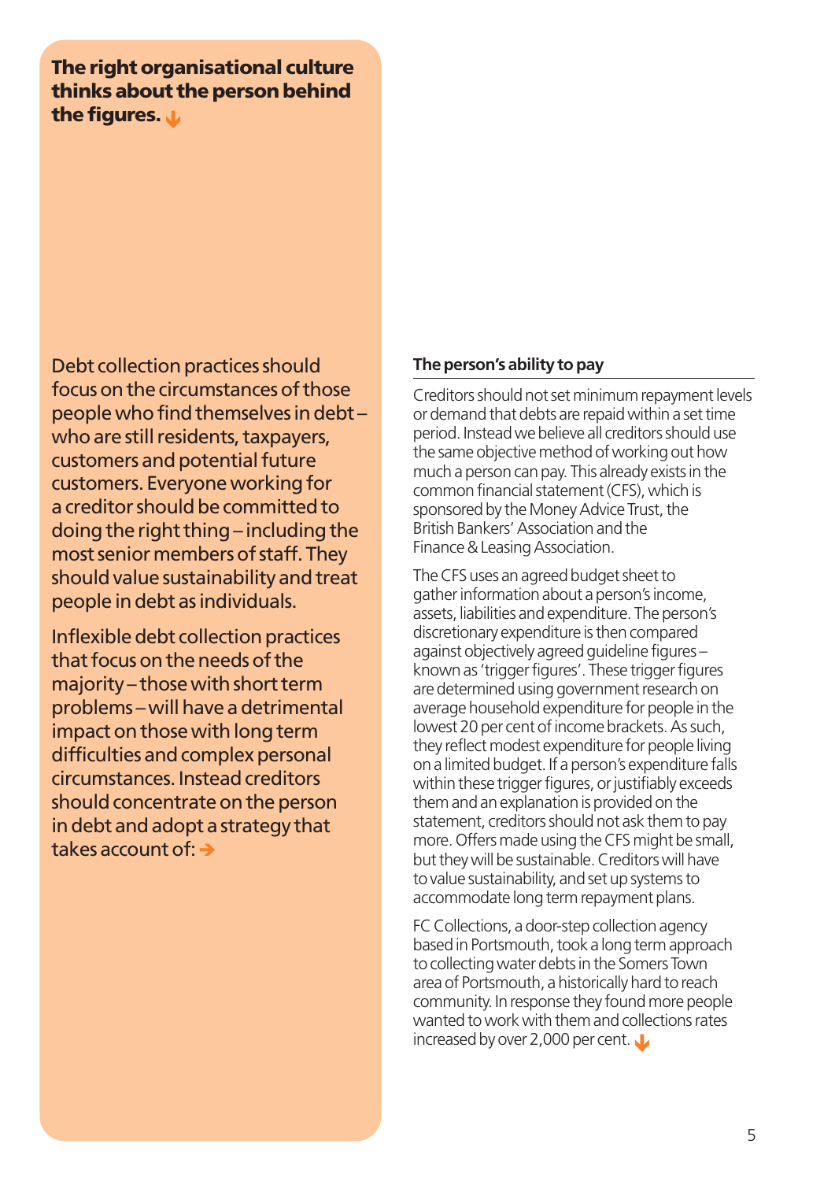**The right organisational culture thinks about the person behind the figures.**

Debt collection practices should focus on the circumstances of those people who find themselves in debt – who are still residents, taxpayers, customers and potential future customers. Everyone working for a creditor should be committed to doing the right thing – including the most senior members of staff. They should value sustainability and treat people in debt as individuals.

Inflexible debt collection practices that focus on the needs of the majority – those with short term problems – will have a detrimental impact on those with long term difficulties and complex personal circumstances. Instead creditors should concentrate on the person in debt and adopt a strategy that takes account of:

### The person's ability to pay

Creditors should not set minimum repayment levels or demand that debts are repaid within a set time period. Instead we believe all creditors should use the same objective method of working out how much a person can pay. This already exists in the common financial statement (CFS), which is sponsored by the Money Advice Trust, the British Bankers' Association and the Finance & Leasing Association.

The CFS uses an agreed budget sheet to gather information about a person's income, assets, liabilities and expenditure. The person's discretionary expenditure is then compared against objectively agreed guideline figures – known as 'trigger figures'. These trigger figures are determined using government research on average household expenditure for people in the lowest 20 per cent of income brackets. As such, they reflect modest expenditure for people living on a limited budget. If a person's expenditure falls within these trigger figures, or justifiably exceeds them and an explanation is provided on the statement, creditors should not ask them to pay more. Offers made using the CFS might be small, but they will be sustainable. Creditors will have to value sustainability, and set up systems to accommodate long term repayment plans.

FC Collections, a door-step collection agency based in Portsmouth, took a long term approach to collecting water debts in the Somers Town area of Portsmouth, a historically hard to reach community. In response they found more people wanted to work with them and collections rates increased by over 2,000 per cent.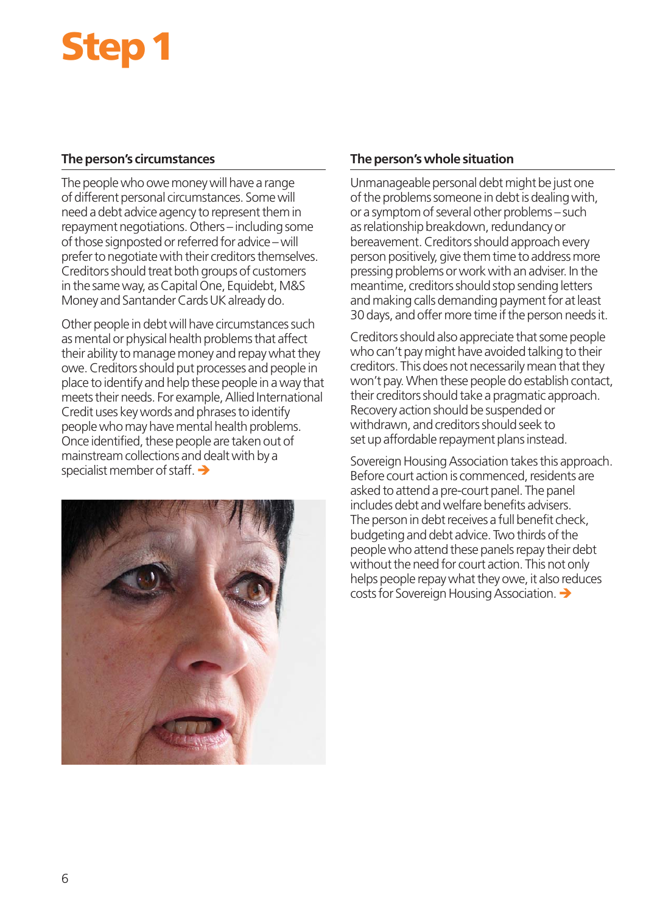# Step 1

## The person's circumstances

The people who owe money will have a range of different personal circumstances. Some will need a debt advice agency to represent them in repayment negotiations. Others – including some of those signposted or referred for advice – will prefer to negotiate with their creditors themselves. Creditors should treat both groups of customers in the same way, as Capital One, Equidebt, M&S Money and Santander Cards UK already do.

Other people in debt will have circumstances such as mental or physical health problems that affect their ability to manage money and repay what they owe. Creditors should put processes and people in place to identify and help these people in a way that meets their needs. For example, Allied International Credit uses key words and phrases to identify people who may have mental health problems. Once identified, these people are taken out of mainstream collections and dealt with by a specialist member of staff. ➔

## The person's whole situation

Unmanageable personal debt might be just one of the problems someone in debt is dealing with, or a symptom of several other problems – such as relationship breakdown, redundancy or bereavement. Creditors should approach every person positively, give them time to address more pressing problems or work with an adviser. In the meantime, creditors should stop sending letters and making calls demanding payment for at least 30 days, and offer more time if the person needs it.

Creditors should also appreciate that some people who can't pay might have avoided talking to their creditors. This does not necessarily mean that they won't pay. When these people do establish contact, their creditors should take a pragmatic approach. Recovery action should be suspended or withdrawn, and creditors should seek to set up affordable repayment plans instead.

Sovereign Housing Association takes this approach. Before court action is commenced, residents are asked to attend a pre-court panel. The panel includes debt and welfare benefits advisers. The person in debt receives a full benefit check, budgeting and debt advice. Two thirds of the people who attend these panels repay their debt without the need for court action. This not only helps people repay what they owe, it also reduces costs for Sovereign Housing Association. ➔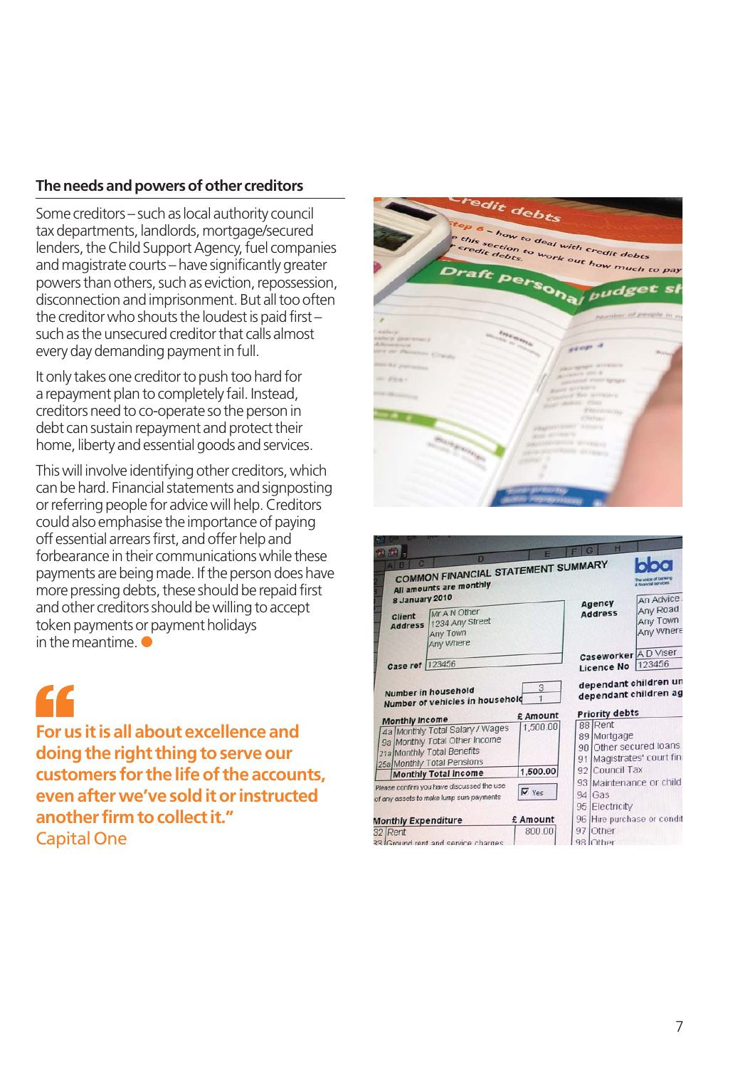## The needs and powers of other creditors

Some creditors – such as local authority council tax departments, landlords, mortgage/secured lenders, the Child Support Agency, fuel companies and magistrate courts – have significantly greater powers than others, such as eviction, repossession, disconnection and imprisonment. But all too often the creditor who shouts the loudest is paid first – such as the unsecured creditor that calls almost every day demanding payment in full.

It only takes one creditor to push too hard for a repayment plan to completely fail. Instead, creditors need to co-operate so the person in debt can sustain repayment and protect their home, liberty and essential goods and services.

This will involve identifying other creditors, which can be hard. Financial statements and signposting or referring people for advice will help. Creditors could also emphasise the importance of paying off essential arrears first, and offer help and forbearance in their communications while these payments are being made. If the person does have more pressing debts, these should be repaid first and other creditors should be willing to accept token payments or payment holidays in the meantime.

**"For us it is all about excellence and doing the right thing to serve our customers for the life of the accounts, even after we've sold it or instructed another firm to collect it."**

Capital One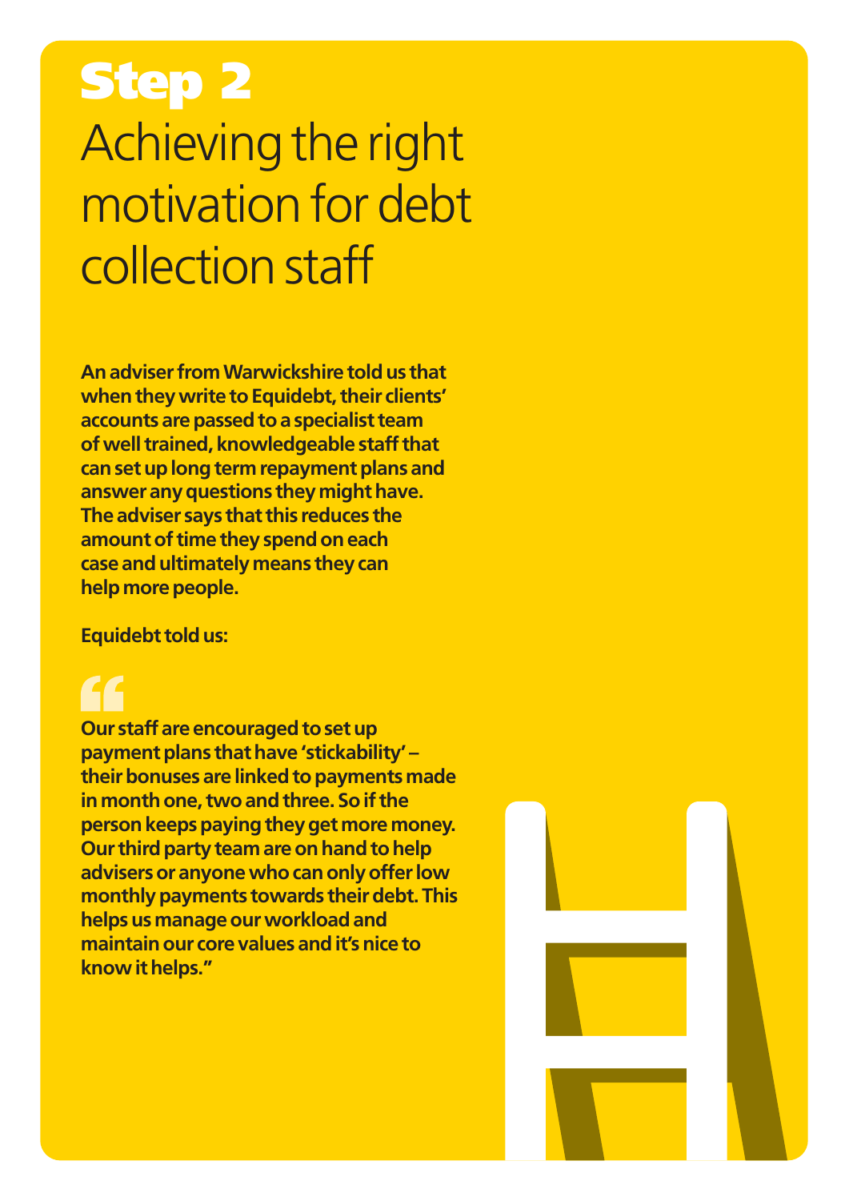# Step 2

## Achieving the right motivation for debt collection staff

**An adviser from Warwickshire told us that when they write to Equidebt, their clients' accounts are passed to a specialist team of well trained, knowledgeable staff that can set up long term repayment plans and answer any questions they might have. The adviser says that this reduces the amount of time they spend on each case and ultimately means they can help more people.**

**Equidebt told us:**

> **"Our staff are encouraged to set up payment plans that have 'stickability' – their bonuses are linked to payments made in month one, two and three. So if the person keeps paying they get more money. Our third party team are on hand to help advisers or anyone who can only offer low monthly payments towards their debt. This helps us manage our workload and maintain our core values and it's nice to know it helps."**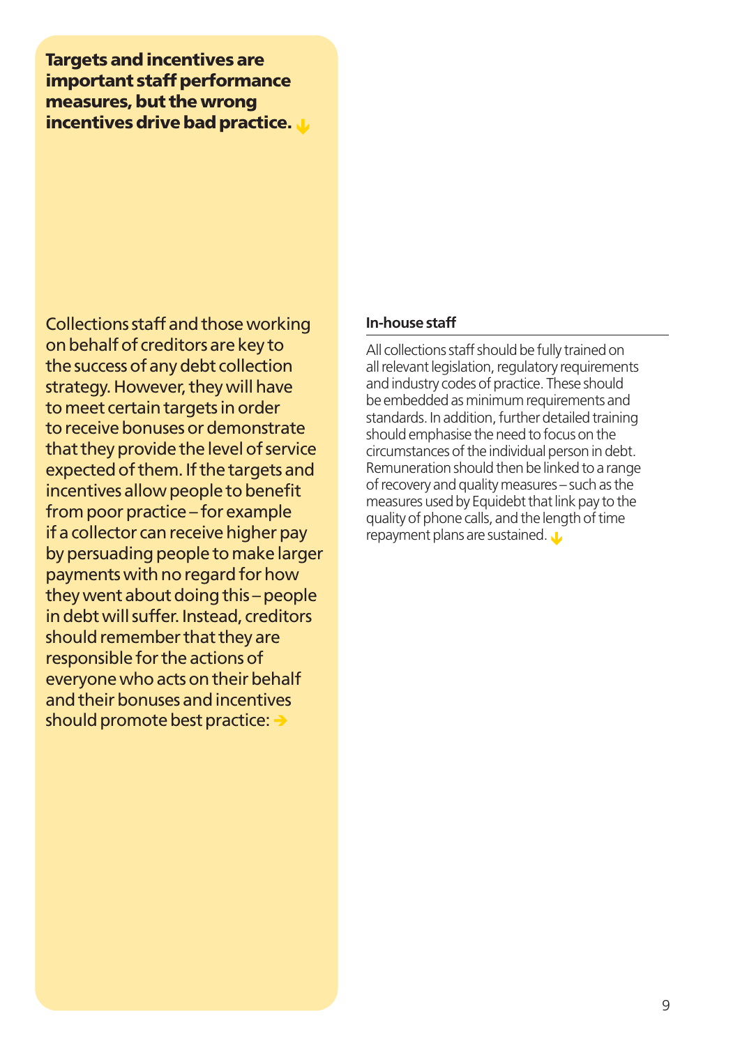**Targets and incentives are important staff performance measures, but the wrong incentives drive bad practice.**

Collections staff and those working on behalf of creditors are key to the success of any debt collection strategy. However, they will have to meet certain targets in order to receive bonuses or demonstrate that they provide the level of service expected of them. If the targets and incentives allow people to benefit from poor practice – for example if a collector can receive higher pay by persuading people to make larger payments with no regard for how they went about doing this – people in debt will suffer. Instead, creditors should remember that they are responsible for the actions of everyone who acts on their behalf and their bonuses and incentives should promote best practice:

### In-house staff

All collections staff should be fully trained on all relevant legislation, regulatory requirements and industry codes of practice. These should be embedded as minimum requirements and standards. In addition, further detailed training should emphasise the need to focus on the circumstances of the individual person in debt. Remuneration should then be linked to a range of recovery and quality measures – such as the measures used by Equidebt that link pay to the quality of phone calls, and the length of time repayment plans are sustained.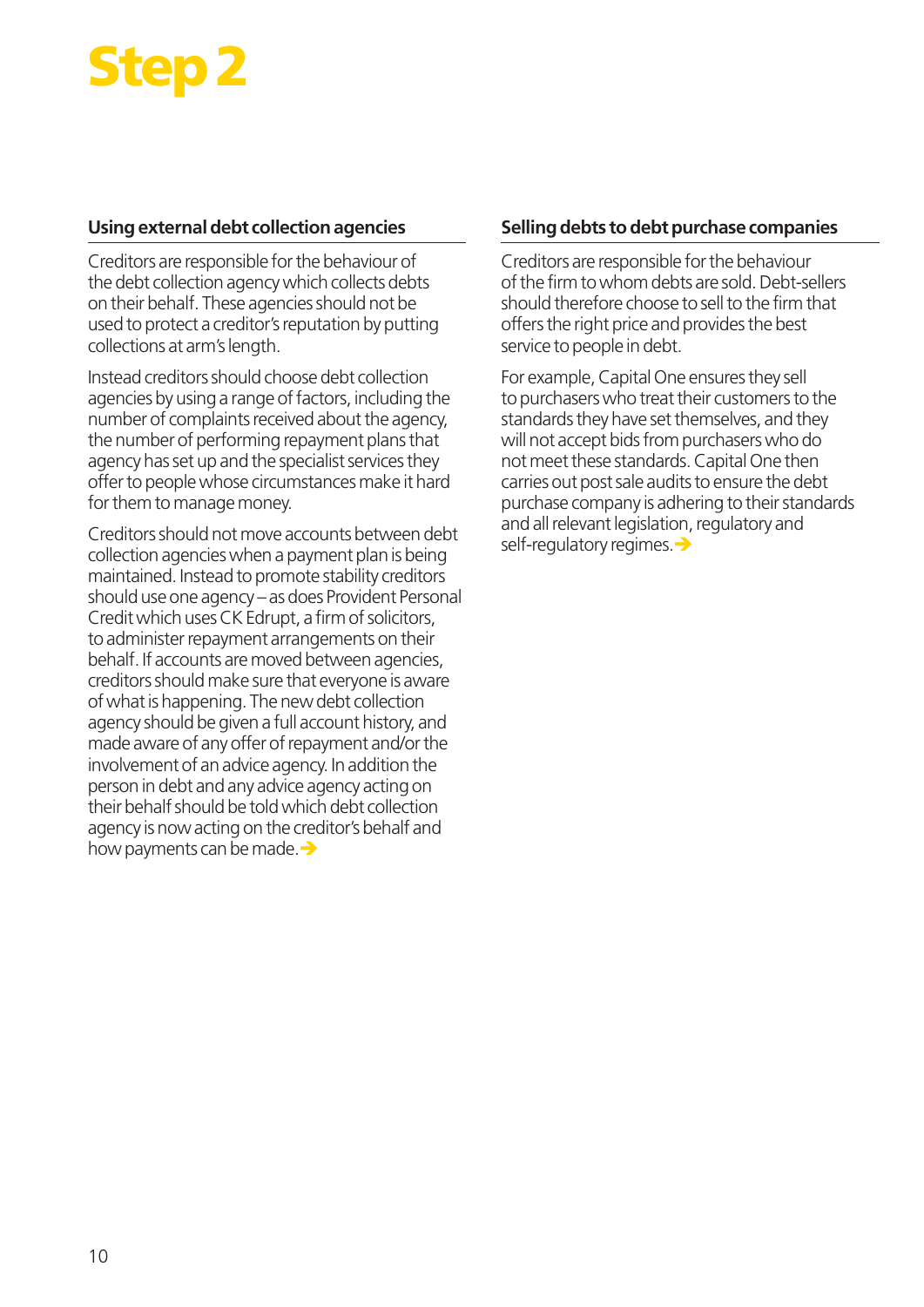# Step 2

## Using external debt collection agencies

Creditors are responsible for the behaviour of the debt collection agency which collects debts on their behalf. These agencies should not be used to protect a creditor's reputation by putting collections at arm's length.

Instead creditors should choose debt collection agencies by using a range of factors, including the number of complaints received about the agency, the number of performing repayment plans that agency has set up and the specialist services they offer to people whose circumstances make it hard for them to manage money.

Creditors should not move accounts between debt collection agencies when a payment plan is being maintained. Instead to promote stability creditors should use one agency – as does Provident Personal Credit which uses CK Edrupt, a firm of solicitors, to administer repayment arrangements on their behalf. If accounts are moved between agencies, creditors should make sure that everyone is aware of what is happening. The new debt collection agency should be given a full account history, and made aware of any offer of repayment and/or the involvement of an advice agency. In addition the person in debt and any advice agency acting on their behalf should be told which debt collection agency is now acting on the creditor's behalf and how payments can be made. →

## Selling debts to debt purchase companies

Creditors are responsible for the behaviour of the firm to whom debts are sold. Debt-sellers should therefore choose to sell to the firm that offers the right price and provides the best service to people in debt.

For example, Capital One ensures they sell to purchasers who treat their customers to the standards they have set themselves, and they will not accept bids from purchasers who do not meet these standards. Capital One then carries out post sale audits to ensure the debt purchase company is adhering to their standards and all relevant legislation, regulatory and self-regulatory regimes. →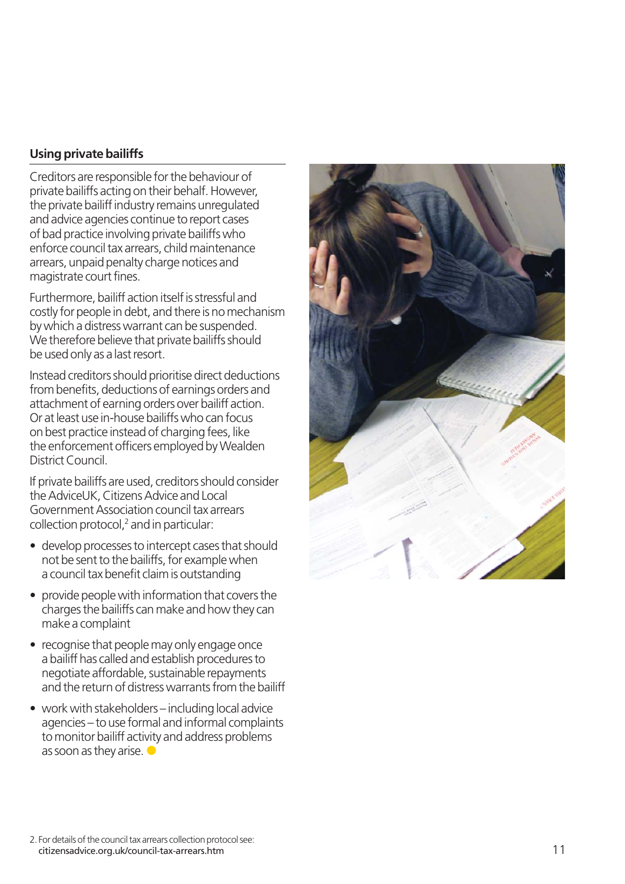## Using private bailiffs

Creditors are responsible for the behaviour of private bailiffs acting on their behalf. However, the private bailiff industry remains unregulated and advice agencies continue to report cases of bad practice involving private bailiffs who enforce council tax arrears, child maintenance arrears, unpaid penalty charge notices and magistrate court fines.

Furthermore, bailiff action itself is stressful and costly for people in debt, and there is no mechanism by which a distress warrant can be suspended. We therefore believe that private bailiffs should be used only as a last resort.

Instead creditors should prioritise direct deductions from benefits, deductions of earnings orders and attachment of earning orders over bailiff action. Or at least use in-house bailiffs who can focus on best practice instead of charging fees, like the enforcement officers employed by Wealden District Council.

If private bailiffs are used, creditors should consider the AdviceUK, Citizens Advice and Local Government Association council tax arrears collection protocol,[2] and in particular:

- develop processes to intercept cases that should not be sent to the bailiffs, for example when a council tax benefit claim is outstanding
- provide people with information that covers the charges the bailiffs can make and how they can make a complaint
- recognise that people may only engage once a bailiff has called and establish procedures to negotiate affordable, sustainable repayments and the return of distress warrants from the bailiff
- work with stakeholders – including local advice agencies – to use formal and informal complaints to monitor bailiff activity and address problems as soon as they arise.

2. For details of the council tax arrears collection protocol see: citizensadvice.org.uk/council-tax-arrears.htm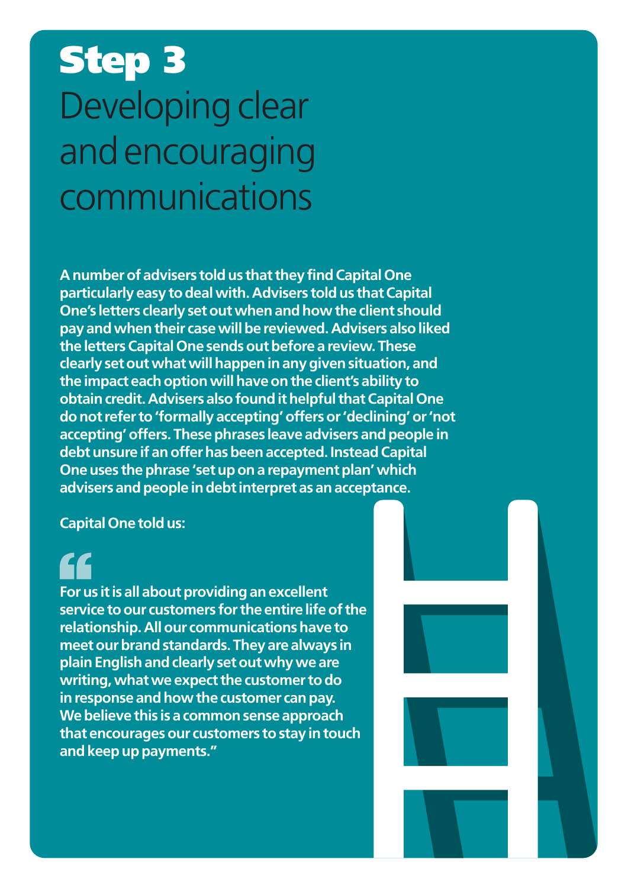# Step 3
## Developing clear and encouraging communications

**A number of advisers told us that they find Capital One particularly easy to deal with. Advisers told us that Capital One's letters clearly set out when and how the client should pay and when their case will be reviewed. Advisers also liked the letters Capital One sends out before a review. These clearly set out what will happen in any given situation, and the impact each option will have on the client's ability to obtain credit. Advisers also found it helpful that Capital One do not refer to 'formally accepting' offers or 'declining' or 'not accepting' offers. These phrases leave advisers and people in debt unsure if an offer has been accepted. Instead Capital One uses the phrase 'set up on a repayment plan' which advisers and people in debt interpret as an acceptance.**

**Capital One told us:**

**"For us it is all about providing an excellent service to our customers for the entire life of the relationship. All our communications have to meet our brand standards. They are always in plain English and clearly set out why we are writing, what we expect the customer to do in response and how the customer can pay. We believe this is a common sense approach that encourages our customers to stay in touch and keep up payments."**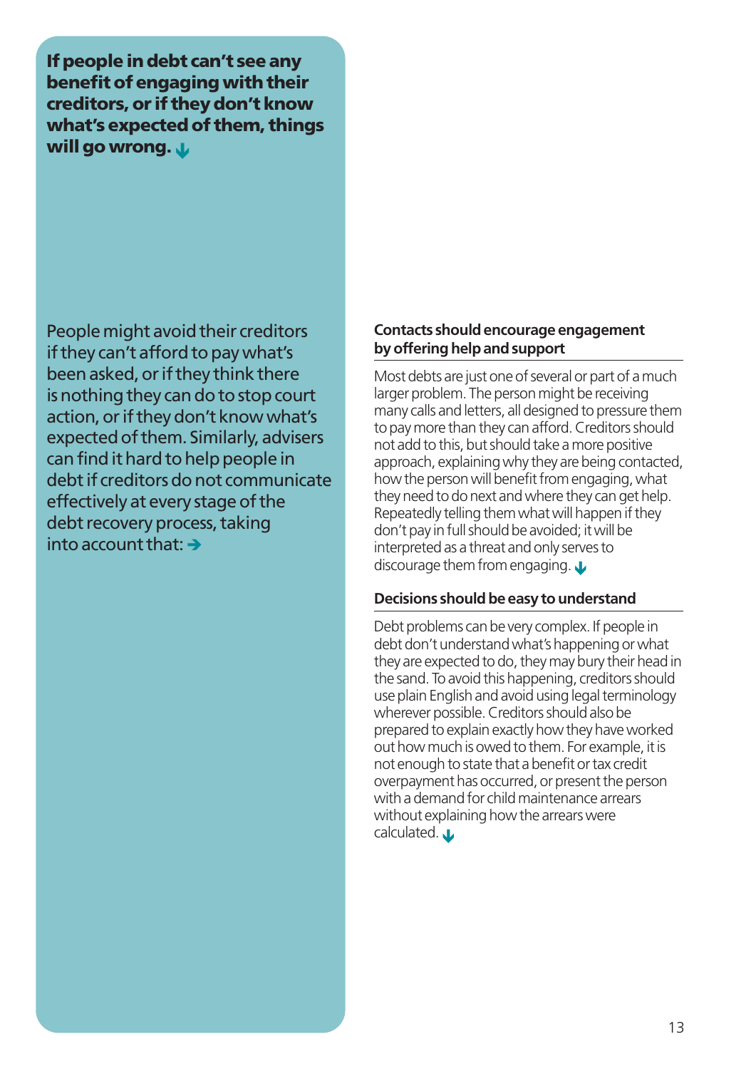**If people in debt can't see any benefit of engaging with their creditors, or if they don't know what's expected of them, things will go wrong.**

People might avoid their creditors if they can't afford to pay what's been asked, or if they think there is nothing they can do to stop court action, or if they don't know what's expected of them. Similarly, advisers can find it hard to help people in debt if creditors do not communicate effectively at every stage of the debt recovery process, taking into account that:

### Contacts should encourage engagement by offering help and support

Most debts are just one of several or part of a much larger problem. The person might be receiving many calls and letters, all designed to pressure them to pay more than they can afford. Creditors should not add to this, but should take a more positive approach, explaining why they are being contacted, how the person will benefit from engaging, what they need to do next and where they can get help. Repeatedly telling them what will happen if they don't pay in full should be avoided; it will be interpreted as a threat and only serves to discourage them from engaging.

### Decisions should be easy to understand

Debt problems can be very complex. If people in debt don't understand what's happening or what they are expected to do, they may bury their head in the sand. To avoid this happening, creditors should use plain English and avoid using legal terminology wherever possible. Creditors should also be prepared to explain exactly how they have worked out how much is owed to them. For example, it is not enough to state that a benefit or tax credit overpayment has occurred, or present the person with a demand for child maintenance arrears without explaining how the arrears were calculated.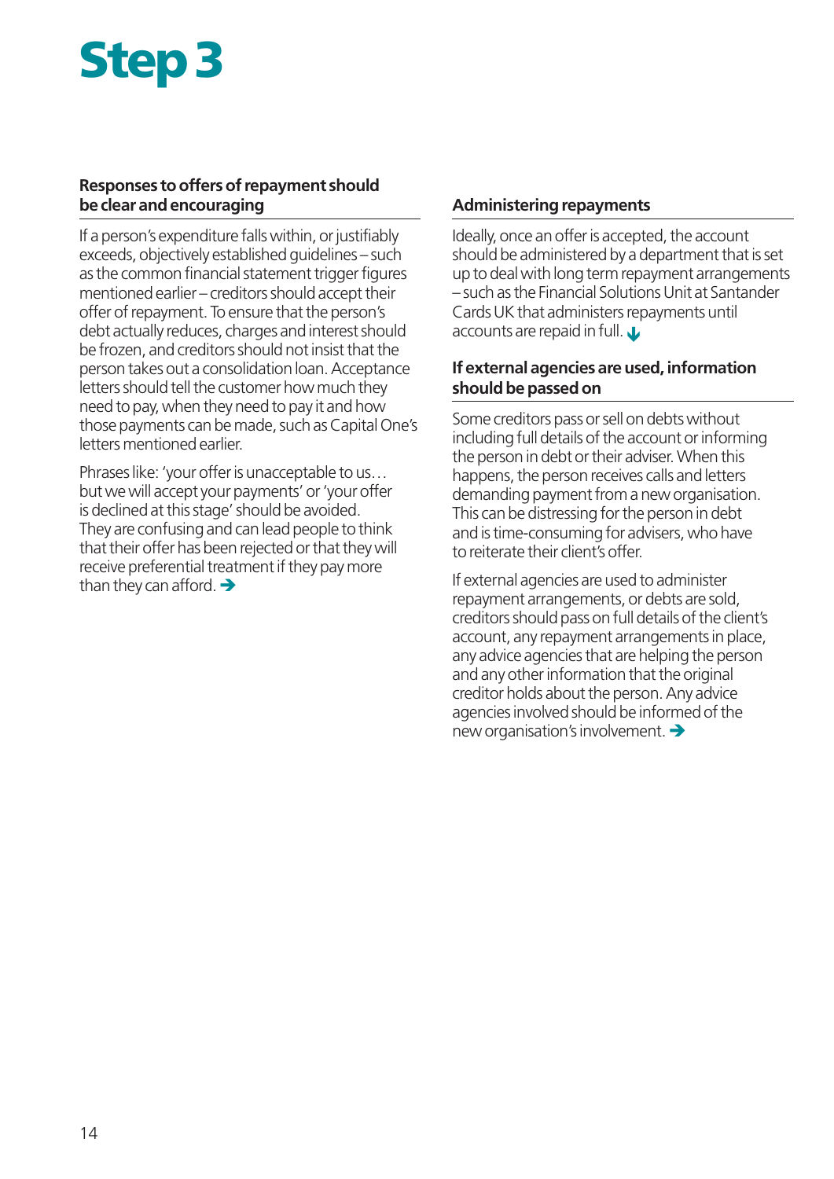# Step 3

### Responses to offers of repayment should be clear and encouraging

If a person's expenditure falls within, or justifiably exceeds, objectively established guidelines – such as the common financial statement trigger figures mentioned earlier – creditors should accept their offer of repayment. To ensure that the person's debt actually reduces, charges and interest should be frozen, and creditors should not insist that the person takes out a consolidation loan. Acceptance letters should tell the customer how much they need to pay, when they need to pay it and how those payments can be made, such as Capital One's letters mentioned earlier.

Phrases like: 'your offer is unacceptable to us… but we will accept your payments' or 'your offer is declined at this stage' should be avoided. They are confusing and can lead people to think that their offer has been rejected or that they will receive preferential treatment if they pay more than they can afford. ➔

### Administering repayments

Ideally, once an offer is accepted, the account should be administered by a department that is set up to deal with long term repayment arrangements – such as the Financial Solutions Unit at Santander Cards UK that administers repayments until accounts are repaid in full. ↓

### If external agencies are used, information should be passed on

Some creditors pass or sell on debts without including full details of the account or informing the person in debt or their adviser. When this happens, the person receives calls and letters demanding payment from a new organisation. This can be distressing for the person in debt and is time-consuming for advisers, who have to reiterate their client's offer.

If external agencies are used to administer repayment arrangements, or debts are sold, creditors should pass on full details of the client's account, any repayment arrangements in place, any advice agencies that are helping the person and any other information that the original creditor holds about the person. Any advice agencies involved should be informed of the new organisation's involvement. ➔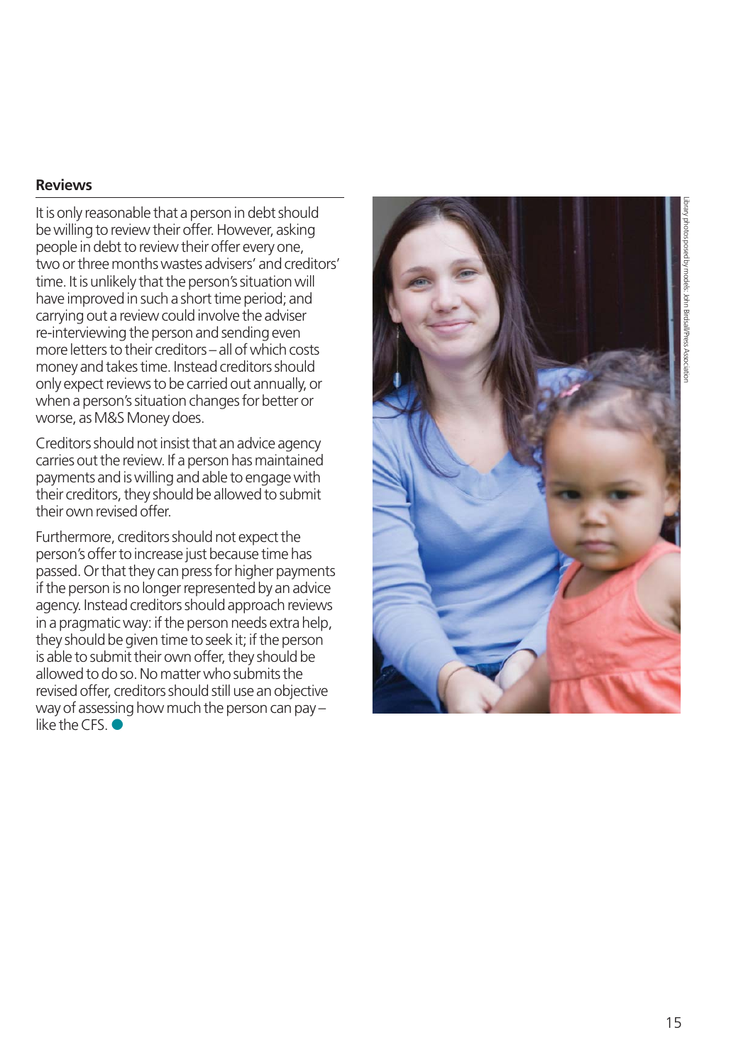## Reviews

It is only reasonable that a person in debt should be willing to review their offer. However, asking people in debt to review their offer every one, two or three months wastes advisers' and creditors' time. It is unlikely that the person's situation will have improved in such a short time period; and carrying out a review could involve the adviser re-interviewing the person and sending even more letters to their creditors – all of which costs money and takes time. Instead creditors should only expect reviews to be carried out annually, or when a person's situation changes for better or worse, as M&S Money does.

Creditors should not insist that an advice agency carries out the review. If a person has maintained payments and is willing and able to engage with their creditors, they should be allowed to submit their own revised offer.

Furthermore, creditors should not expect the person's offer to increase just because time has passed. Or that they can press for higher payments if the person is no longer represented by an advice agency. Instead creditors should approach reviews in a pragmatic way: if the person needs extra help, they should be given time to seek it; if the person is able to submit their own offer, they should be allowed to do so. No matter who submits the revised offer, creditors should still use an objective way of assessing how much the person can pay – like the CFS. ●

Library photos posed by models. John Birdsall/Press Association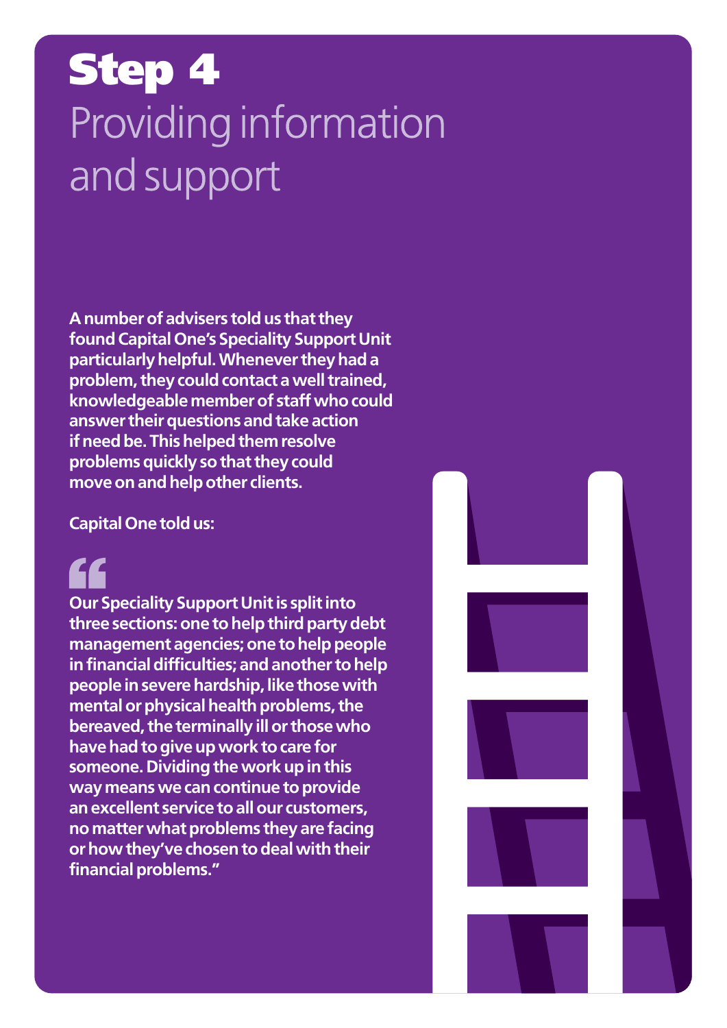# Step 4
## Providing information and support

**A number of advisers told us that they found Capital One's Speciality Support Unit particularly helpful. Whenever they had a problem, they could contact a well trained, knowledgeable member of staff who could answer their questions and take action if need be. This helped them resolve problems quickly so that they could move on and help other clients.**

**Capital One told us:**

> **"Our Speciality Support Unit is split into three sections: one to help third party debt management agencies; one to help people in financial difficulties; and another to help people in severe hardship, like those with mental or physical health problems, the bereaved, the terminally ill or those who have had to give up work to care for someone. Dividing the work up in this way means we can continue to provide an excellent service to all our customers, no matter what problems they are facing or how they've chosen to deal with their financial problems."**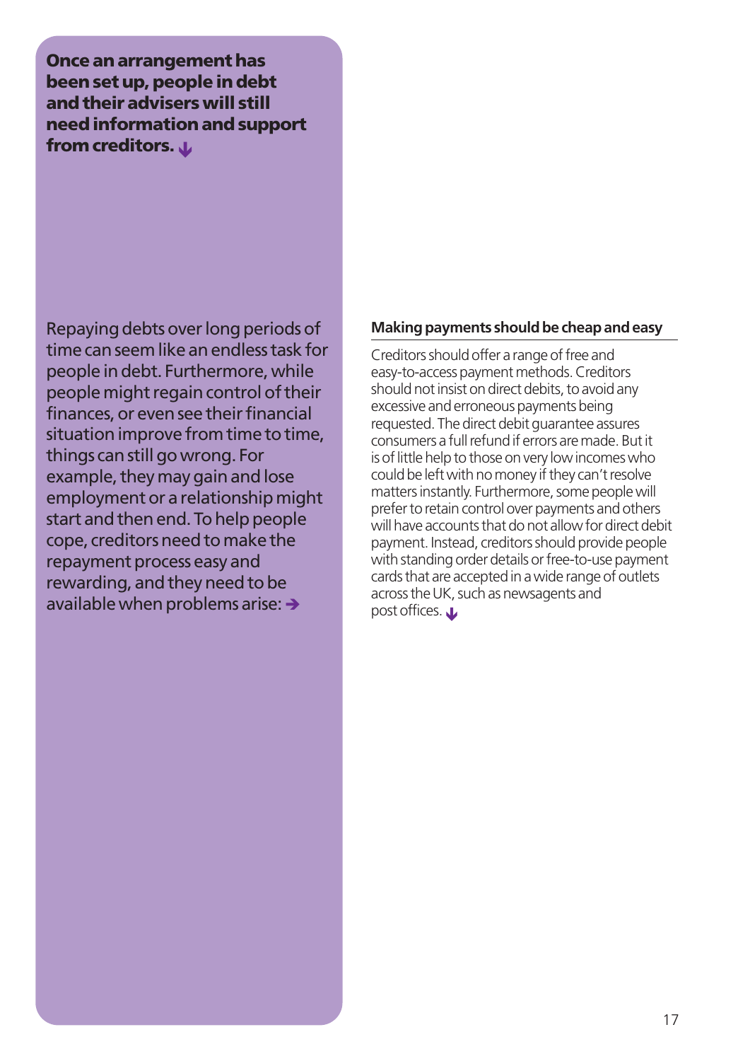**Once an arrangement has been set up, people in debt and their advisers will still need information and support from creditors.**

Repaying debts over long periods of time can seem like an endless task for people in debt. Furthermore, while people might regain control of their finances, or even see their financial situation improve from time to time, things can still go wrong. For example, they may gain and lose employment or a relationship might start and then end. To help people cope, creditors need to make the repayment process easy and rewarding, and they need to be available when problems arise:

### Making payments should be cheap and easy

Creditors should offer a range of free and easy-to-access payment methods. Creditors should not insist on direct debits, to avoid any excessive and erroneous payments being requested. The direct debit guarantee assures consumers a full refund if errors are made. But it is of little help to those on very low incomes who could be left with no money if they can't resolve matters instantly. Furthermore, some people will prefer to retain control over payments and others will have accounts that do not allow for direct debit payment. Instead, creditors should provide people with standing order details or free-to-use payment cards that are accepted in a wide range of outlets across the UK, such as newsagents and post offices.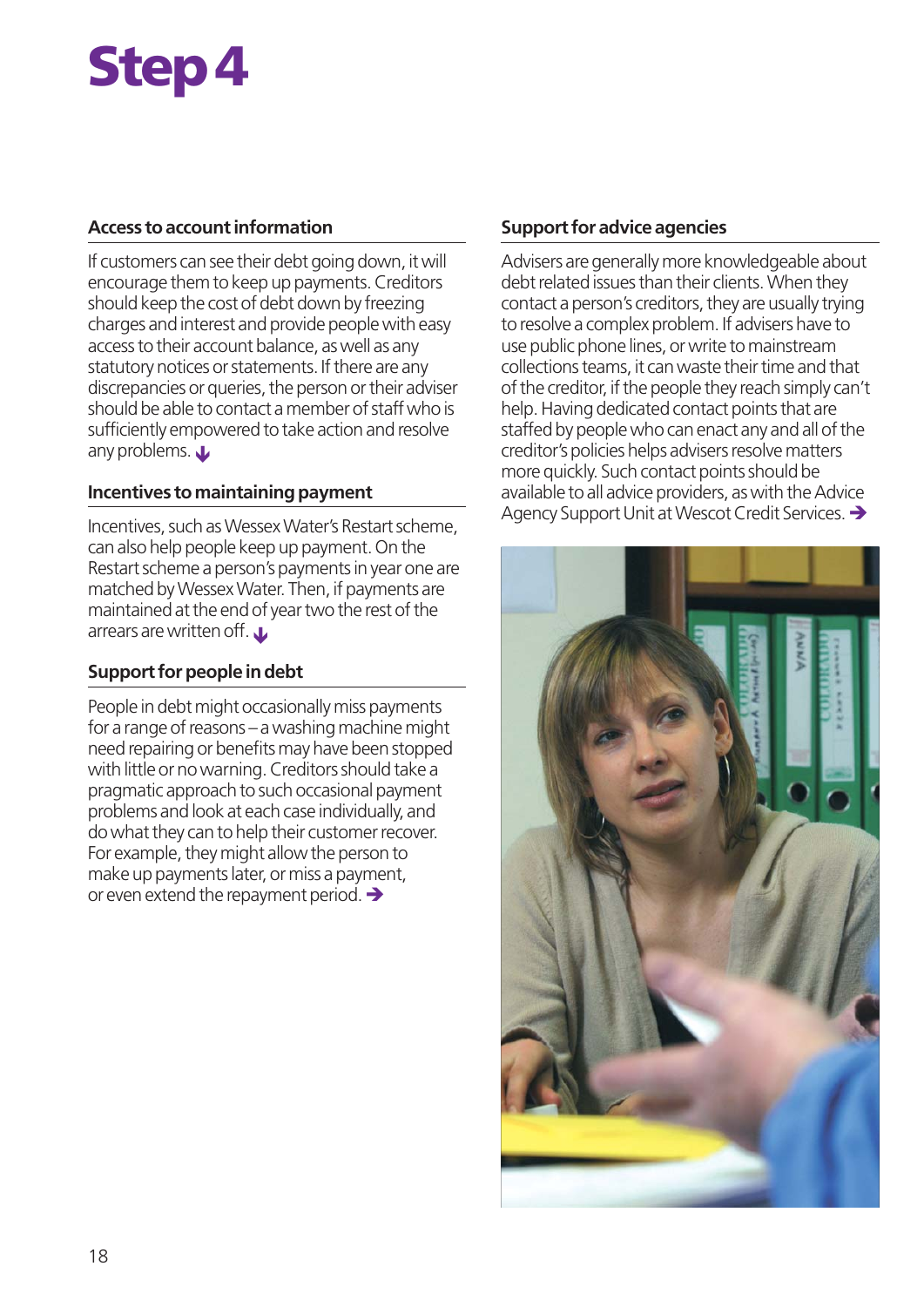# Step 4

## Access to account information

If customers can see their debt going down, it will encourage them to keep up payments. Creditors should keep the cost of debt down by freezing charges and interest and provide people with easy access to their account balance, as well as any statutory notices or statements. If there are any discrepancies or queries, the person or their adviser should be able to contact a member of staff who is sufficiently empowered to take action and resolve any problems.

## Incentives to maintaining payment

Incentives, such as Wessex Water's Restart scheme, can also help people keep up payment. On the Restart scheme a person's payments in year one are matched by Wessex Water. Then, if payments are maintained at the end of year two the rest of the arrears are written off.

## Support for people in debt

People in debt might occasionally miss payments for a range of reasons – a washing machine might need repairing or benefits may have been stopped with little or no warning. Creditors should take a pragmatic approach to such occasional payment problems and look at each case individually, and do what they can to help their customer recover. For example, they might allow the person to make up payments later, or miss a payment, or even extend the repayment period.

## Support for advice agencies

Advisers are generally more knowledgeable about debt related issues than their clients. When they contact a person's creditors, they are usually trying to resolve a complex problem. If advisers have to use public phone lines, or write to mainstream collections teams, it can waste their time and that of the creditor, if the people they reach simply can't help. Having dedicated contact points that are staffed by people who can enact any and all of the creditor's policies helps advisers resolve matters more quickly. Such contact points should be available to all advice providers, as with the Advice Agency Support Unit at Wescot Credit Services.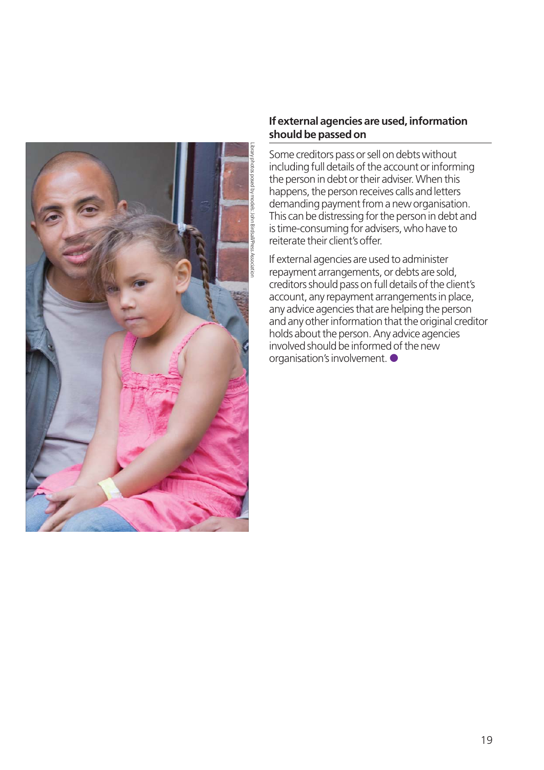Library photos posed by models. John Birdsall/Press Association

## If external agencies are used, information should be passed on

Some creditors pass or sell on debts without including full details of the account or informing the person in debt or their adviser. When this happens, the person receives calls and letters demanding payment from a new organisation. This can be distressing for the person in debt and is time-consuming for advisers, who have to reiterate their client's offer.

If external agencies are used to administer repayment arrangements, or debts are sold, creditors should pass on full details of the client's account, any repayment arrangements in place, any advice agencies that are helping the person and any other information that the original creditor holds about the person. Any advice agencies involved should be informed of the new organisation's involvement.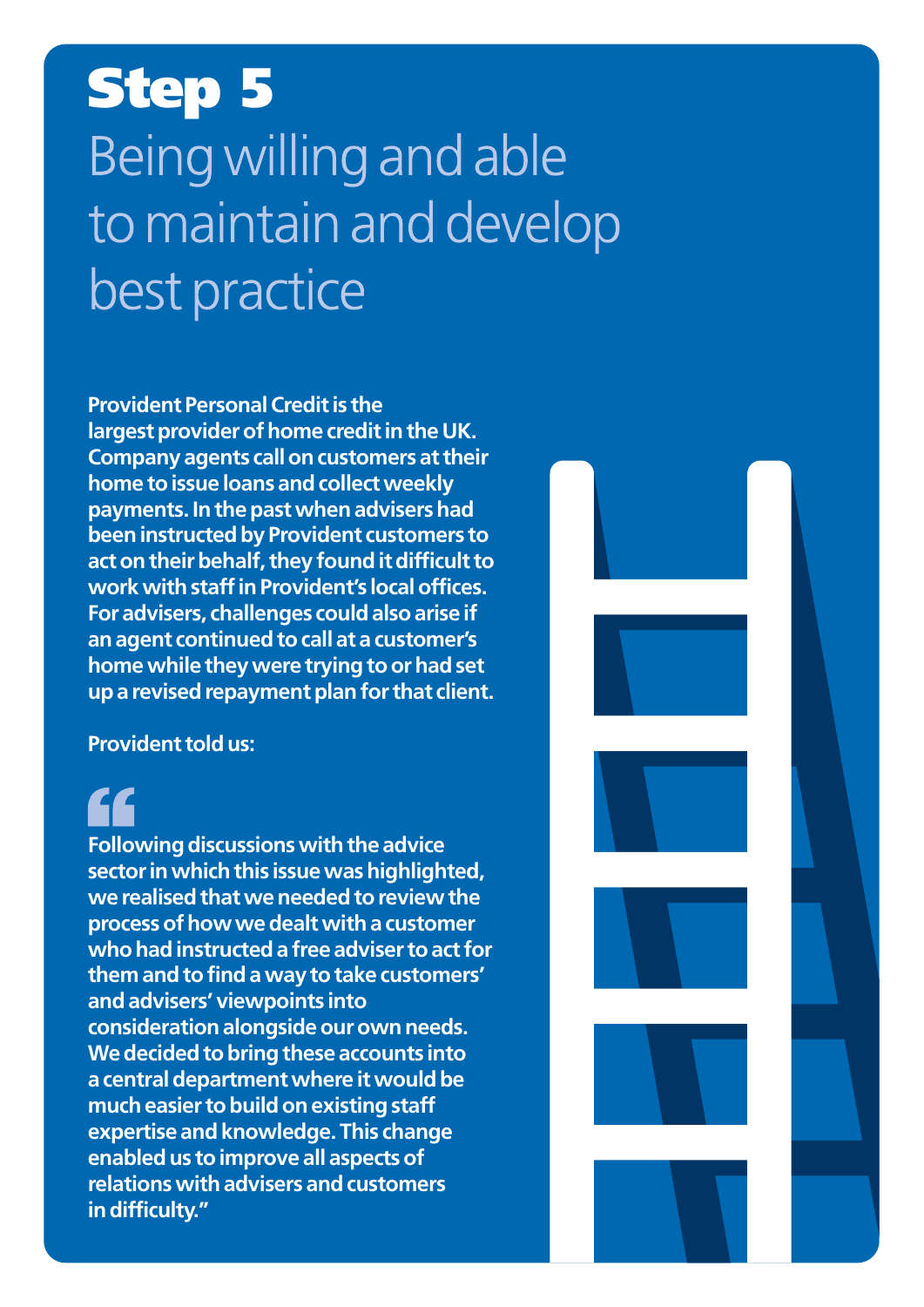# Step 5

## Being willing and able to maintain and develop best practice

**Provident Personal Credit is the largest provider of home credit in the UK. Company agents call on customers at their home to issue loans and collect weekly payments. In the past when advisers had been instructed by Provident customers to act on their behalf, they found it difficult to work with staff in Provident's local offices. For advisers, challenges could also arise if an agent continued to call at a customer's home while they were trying to or had set up a revised repayment plan for that client.**

**Provident told us:**

**"Following discussions with the advice sector in which this issue was highlighted, we realised that we needed to review the process of how we dealt with a customer who had instructed a free adviser to act for them and to find a way to take customers' and advisers' viewpoints into consideration alongside our own needs. We decided to bring these accounts into a central department where it would be much easier to build on existing staff expertise and knowledge. This change enabled us to improve all aspects of relations with advisers and customers in difficulty."**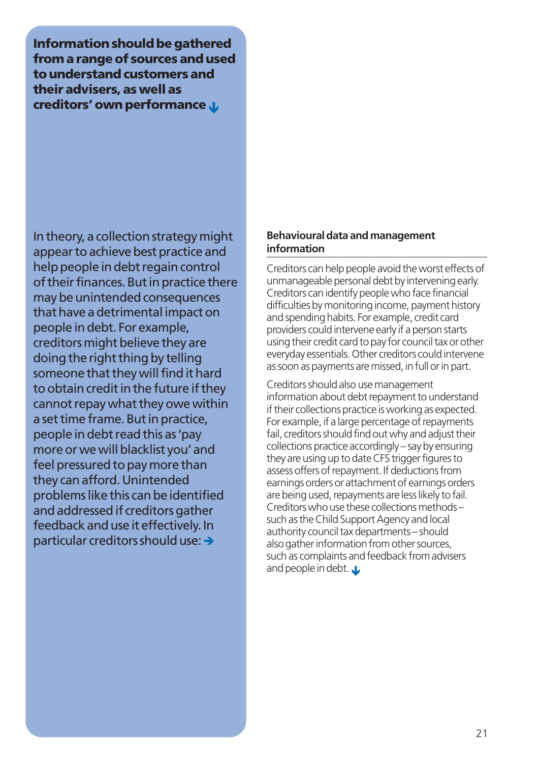**Information should be gathered from a range of sources and used to understand customers and their advisers, as well as creditors' own performance**

In theory, a collection strategy might appear to achieve best practice and help people in debt regain control of their finances. But in practice there may be unintended consequences that have a detrimental impact on people in debt. For example, creditors might believe they are doing the right thing by telling someone that they will find it hard to obtain credit in the future if they cannot repay what they owe within a set time frame. But in practice, people in debt read this as 'pay more or we will blacklist you' and feel pressured to pay more than they can afford. Unintended problems like this can be identified and addressed if creditors gather feedback and use it effectively. In particular creditors should use:

### Behavioural data and management information

Creditors can help people avoid the worst effects of unmanageable personal debt by intervening early. Creditors can identify people who face financial difficulties by monitoring income, payment history and spending habits. For example, credit card providers could intervene early if a person starts using their credit card to pay for council tax or other everyday essentials. Other creditors could intervene as soon as payments are missed, in full or in part.

Creditors should also use management information about debt repayment to understand if their collections practice is working as expected. For example, if a large percentage of repayments fail, creditors should find out why and adjust their collections practice accordingly – say by ensuring they are using up to date CFS trigger figures to assess offers of repayment. If deductions from earnings orders or attachment of earnings orders are being used, repayments are less likely to fail. Creditors who use these collections methods – such as the Child Support Agency and local authority council tax departments – should also gather information from other sources, such as complaints and feedback from advisers and people in debt.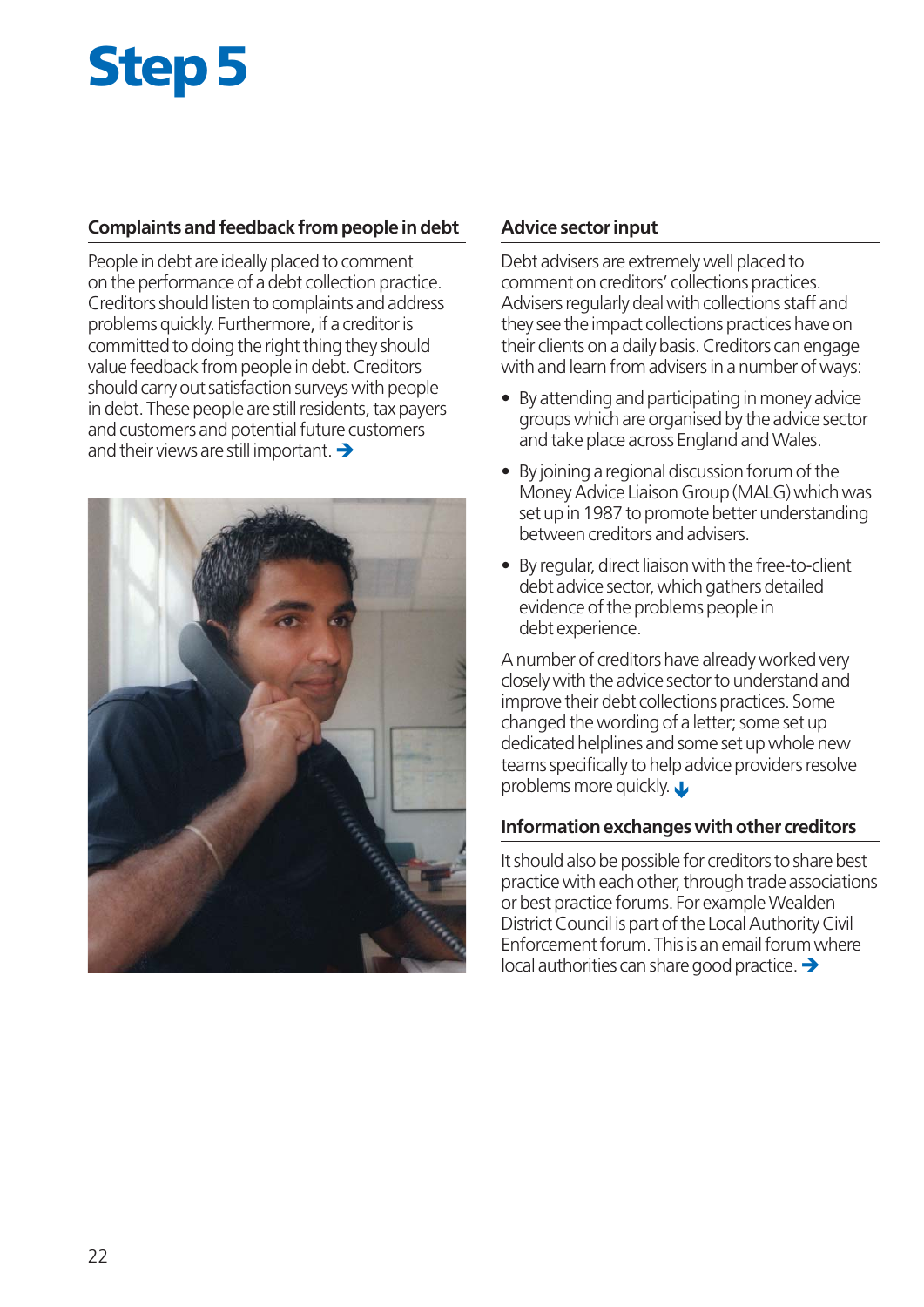# Step 5

## Complaints and feedback from people in debt

People in debt are ideally placed to comment on the performance of a debt collection practice. Creditors should listen to complaints and address problems quickly. Furthermore, if a creditor is committed to doing the right thing they should value feedback from people in debt. Creditors should carry out satisfaction surveys with people in debt. These people are still residents, tax payers and customers and potential future customers and their views are still important. ➔

## Advice sector input

Debt advisers are extremely well placed to comment on creditors' collections practices. Advisers regularly deal with collections staff and they see the impact collections practices have on their clients on a daily basis. Creditors can engage with and learn from advisers in a number of ways:

- By attending and participating in money advice groups which are organised by the advice sector and take place across England and Wales.
- By joining a regional discussion forum of the Money Advice Liaison Group (MALG) which was set up in 1987 to promote better understanding between creditors and advisers.
- By regular, direct liaison with the free-to-client debt advice sector, which gathers detailed evidence of the problems people in debt experience.

A number of creditors have already worked very closely with the advice sector to understand and improve their debt collections practices. Some changed the wording of a letter; some set up dedicated helplines and some set up whole new teams specifically to help advice providers resolve problems more quickly.

## Information exchanges with other creditors

It should also be possible for creditors to share best practice with each other, through trade associations or best practice forums. For example Wealden District Council is part of the Local Authority Civil Enforcement forum. This is an email forum where local authorities can share good practice. ➔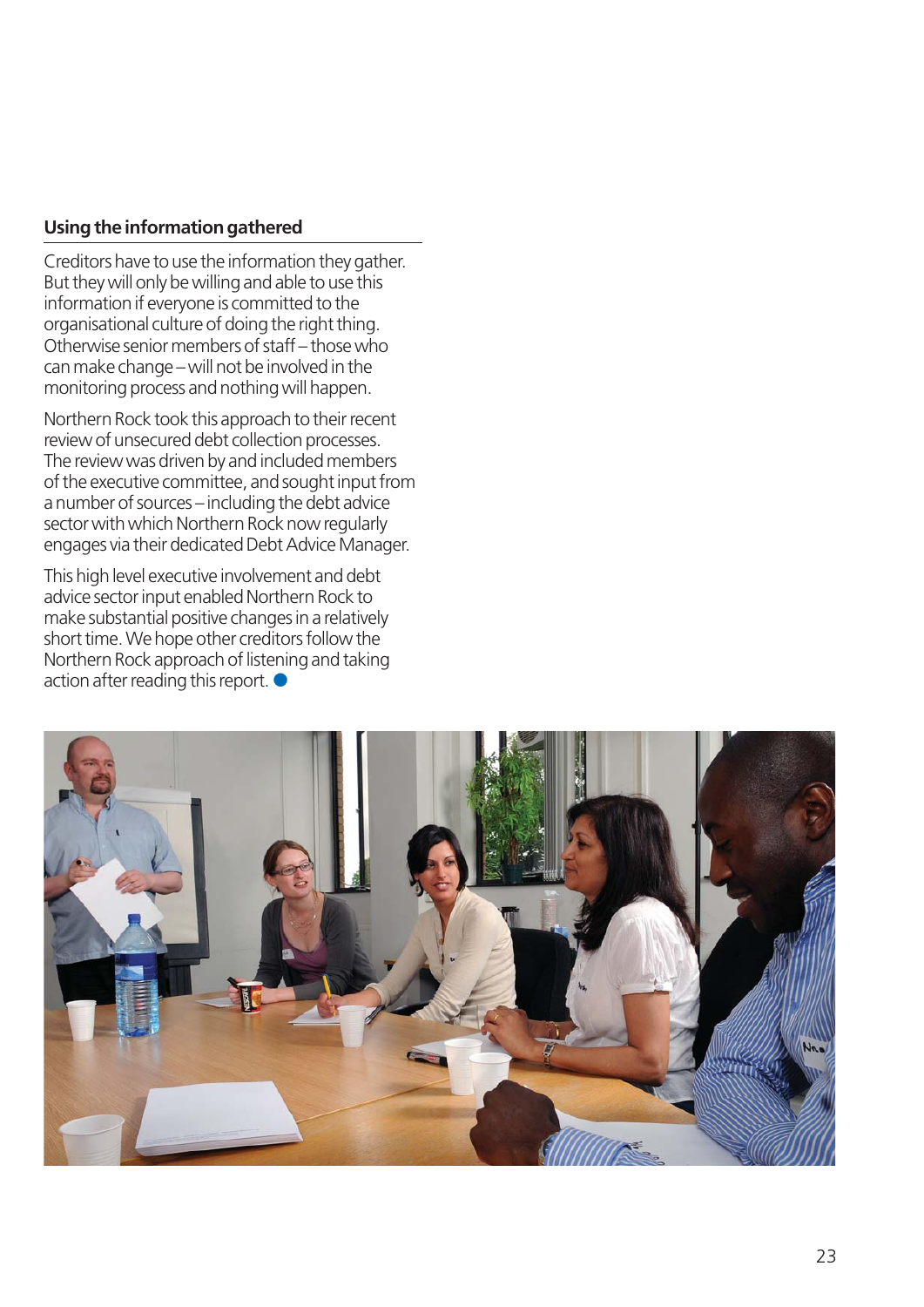## Using the information gathered

Creditors have to use the information they gather. But they will only be willing and able to use this information if everyone is committed to the organisational culture of doing the right thing. Otherwise senior members of staff – those who can make change – will not be involved in the monitoring process and nothing will happen.

Northern Rock took this approach to their recent review of unsecured debt collection processes. The review was driven by and included members of the executive committee, and sought input from a number of sources – including the debt advice sector with which Northern Rock now regularly engages via their dedicated Debt Advice Manager.

This high level executive involvement and debt advice sector input enabled Northern Rock to make substantial positive changes in a relatively short time. We hope other creditors follow the Northern Rock approach of listening and taking action after reading this report.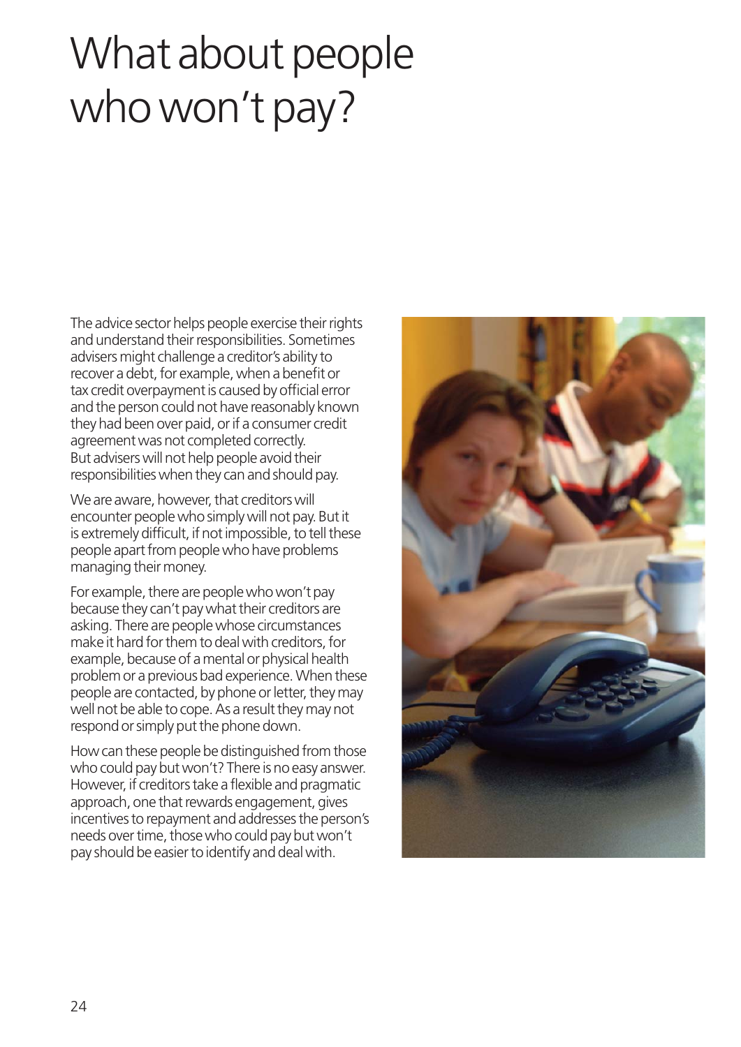# What about people who won't pay?

The advice sector helps people exercise their rights and understand their responsibilities. Sometimes advisers might challenge a creditor's ability to recover a debt, for example, when a benefit or tax credit overpayment is caused by official error and the person could not have reasonably known they had been over paid, or if a consumer credit agreement was not completed correctly. But advisers will not help people avoid their responsibilities when they can and should pay.

We are aware, however, that creditors will encounter people who simply will not pay. But it is extremely difficult, if not impossible, to tell these people apart from people who have problems managing their money.

For example, there are people who won't pay because they can't pay what their creditors are asking. There are people whose circumstances make it hard for them to deal with creditors, for example, because of a mental or physical health problem or a previous bad experience. When these people are contacted, by phone or letter, they may well not be able to cope. As a result they may not respond or simply put the phone down.

How can these people be distinguished from those who could pay but won't? There is no easy answer. However, if creditors take a flexible and pragmatic approach, one that rewards engagement, gives incentives to repayment and addresses the person's needs over time, those who could pay but won't pay should be easier to identify and deal with.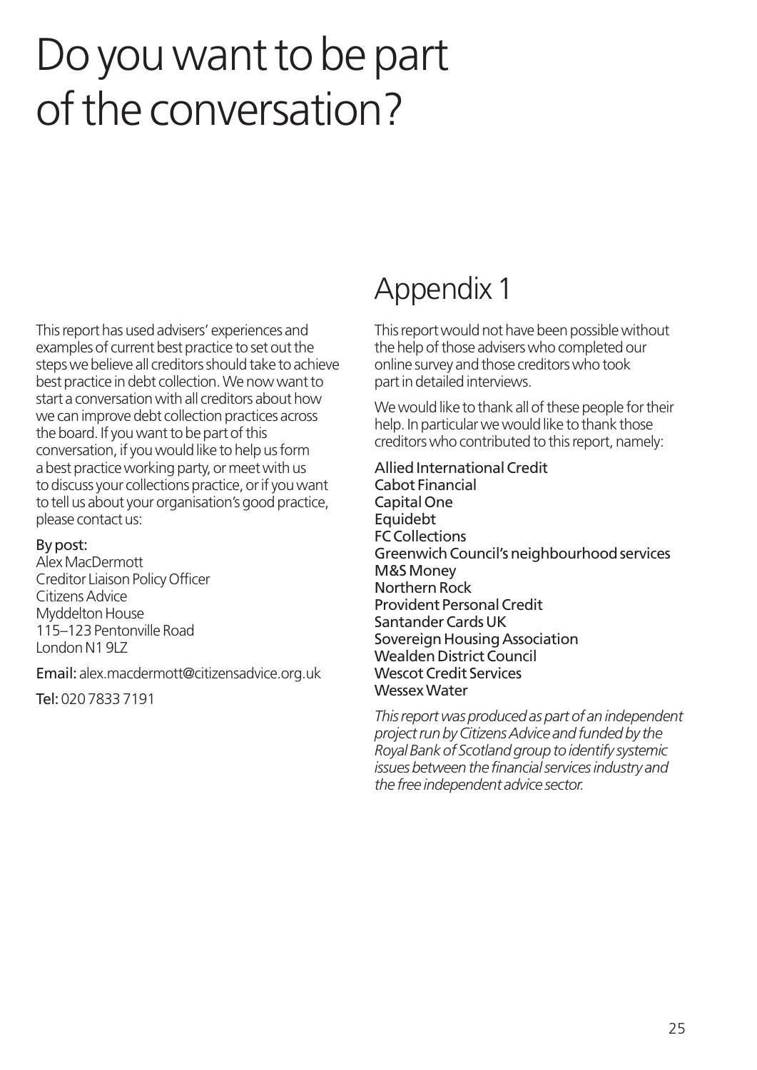# Do you want to be part of the conversation?

This report has used advisers' experiences and examples of current best practice to set out the steps we believe all creditors should take to achieve best practice in debt collection. We now want to start a conversation with all creditors about how we can improve debt collection practices across the board. If you want to be part of this conversation, if you would like to help us form a best practice working party, or meet with us to discuss your collections practice, or if you want to tell us about your organisation's good practice, please contact us:

By post:
Alex MacDermott
Creditor Liaison Policy Officer
Citizens Advice
Myddelton House
115–123 Pentonville Road
London N1 9LZ

Email: alex.macdermott@citizensadvice.org.uk

Tel: 020 7833 7191

## Appendix 1

This report would not have been possible without the help of those advisers who completed our online survey and those creditors who took part in detailed interviews.

We would like to thank all of these people for their help. In particular we would like to thank those creditors who contributed to this report, namely:

Allied International Credit
Cabot Financial
Capital One
Equidebt
FC Collections
Greenwich Council's neighbourhood services
M&S Money
Northern Rock
Provident Personal Credit
Santander Cards UK
Sovereign Housing Association
Wealden District Council
Wescot Credit Services
Wessex Water

*This report was produced as part of an independent project run by Citizens Advice and funded by the Royal Bank of Scotland group to identify systemic issues between the financial services industry and the free independent advice sector.*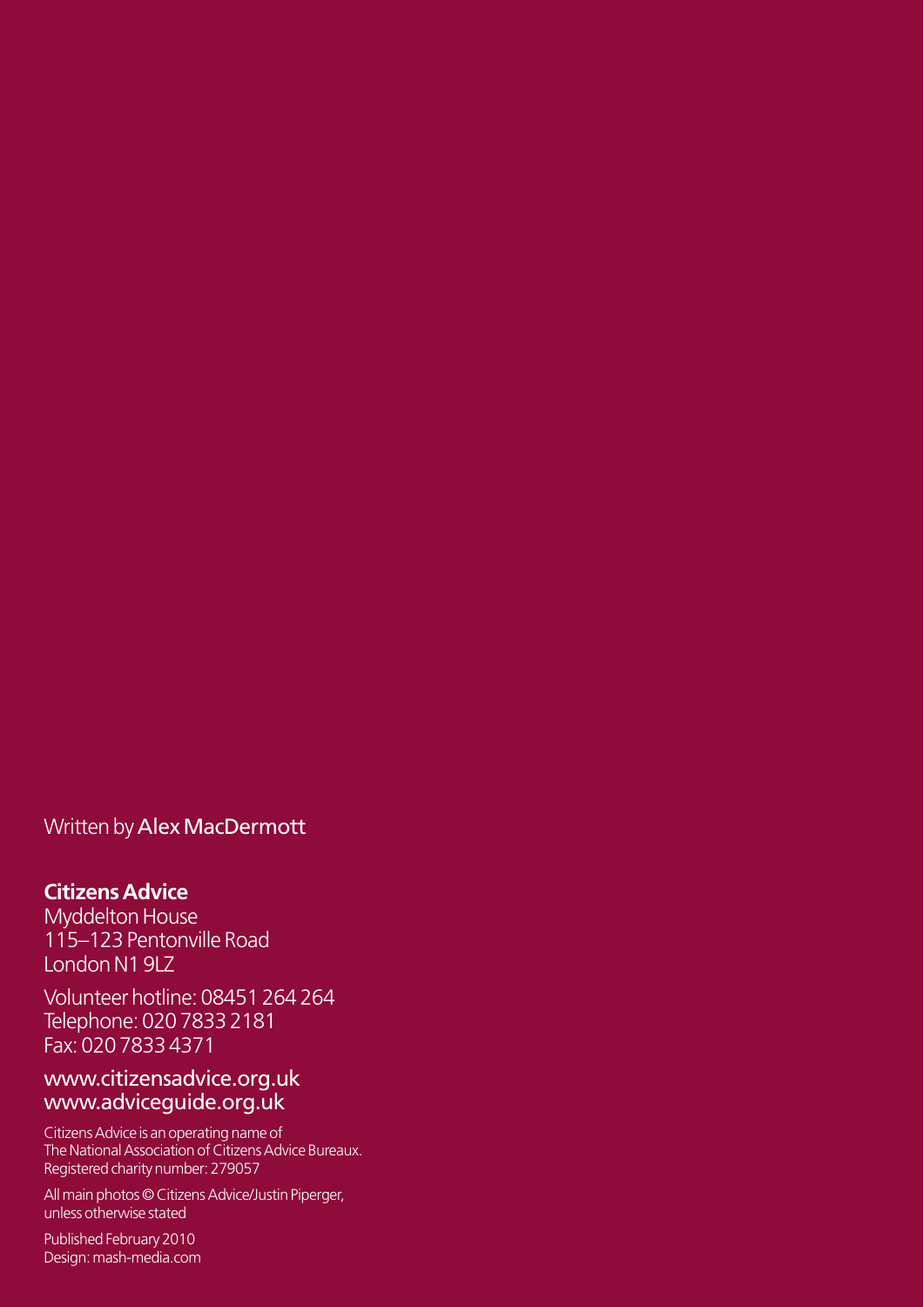Written by **Alex MacDermott**

**Citizens Advice**
Myddelton House
115–123 Pentonville Road
London N1 9LZ

Volunteer hotline: 08451 264 264
Telephone: 020 7833 2181
Fax: 020 7833 4371

www.citizensadvice.org.uk
www.adviceguide.org.uk

Citizens Advice is an operating name of
The National Association of Citizens Advice Bureaux.
Registered charity number: 279057

All main photos © Citizens Advice/Justin Piperger,
unless otherwise stated

Published February 2010
Design: mash-media.com